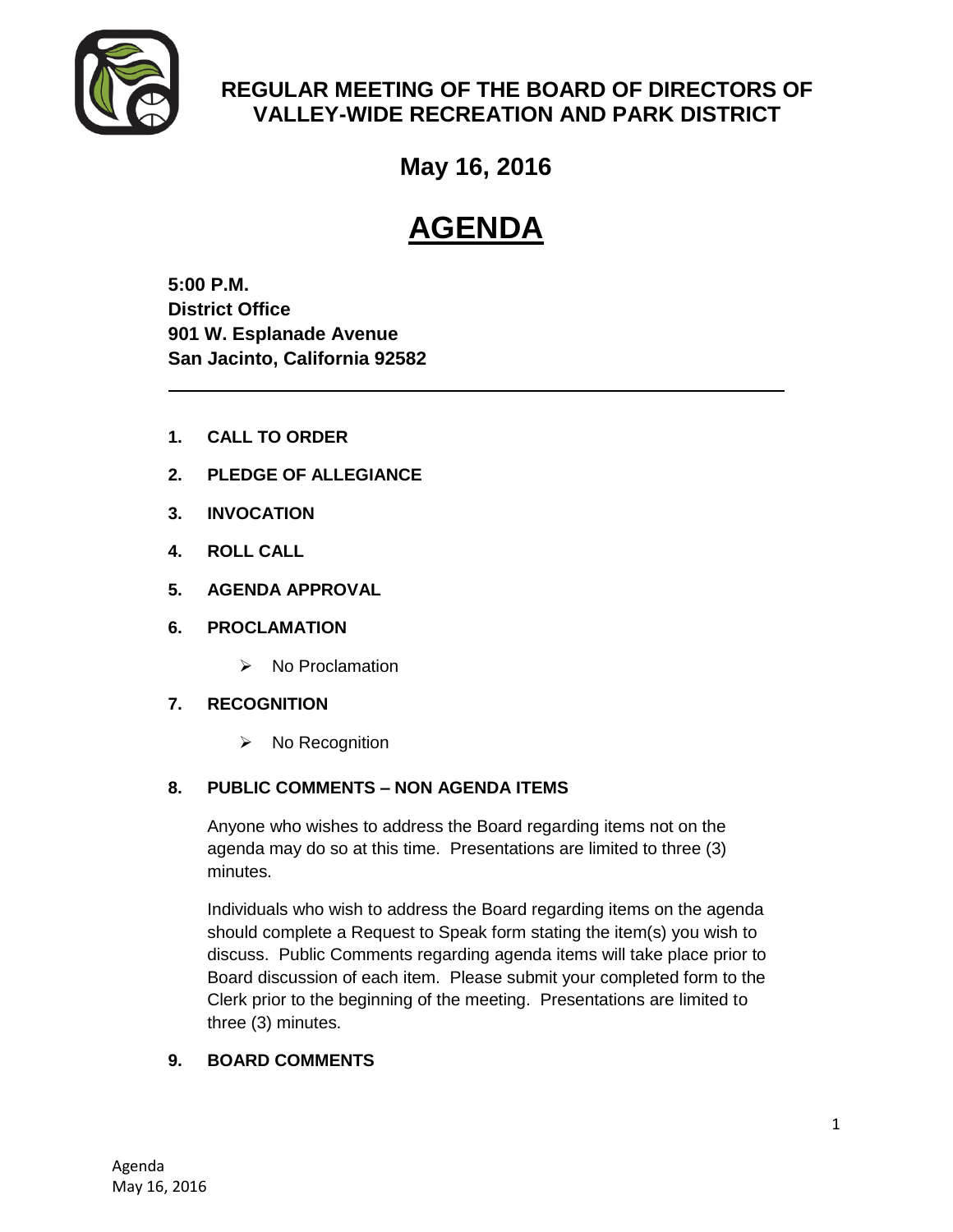# REGULAR MEETING OF THE BOARD OF DIRECTORS OF VALLEY-WIDE RECREATION AND PARK DISTRICT

## May 16, 2016

# AGENDA

**5:00 P.M.**
**District Office**
**901 W. Esplanade Avenue**
**San Jacinto, California 92582**

---

**1. CALL TO ORDER**

**2. PLEDGE OF ALLEGIANCE**

**3. INVOCATION**

**4. ROLL CALL**

**5. AGENDA APPROVAL**

**6. PROCLAMATION**

- No Proclamation

**7. RECOGNITION**

- No Recognition

**8. PUBLIC COMMENTS – NON AGENDA ITEMS**

Anyone who wishes to address the Board regarding items not on the agenda may do so at this time. Presentations are limited to three (3) minutes.

Individuals who wish to address the Board regarding items on the agenda should complete a Request to Speak form stating the item(s) you wish to discuss. Public Comments regarding agenda items will take place prior to Board discussion of each item. Please submit your completed form to the Clerk prior to the beginning of the meeting. Presentations are limited to three (3) minutes.

**9. BOARD COMMENTS**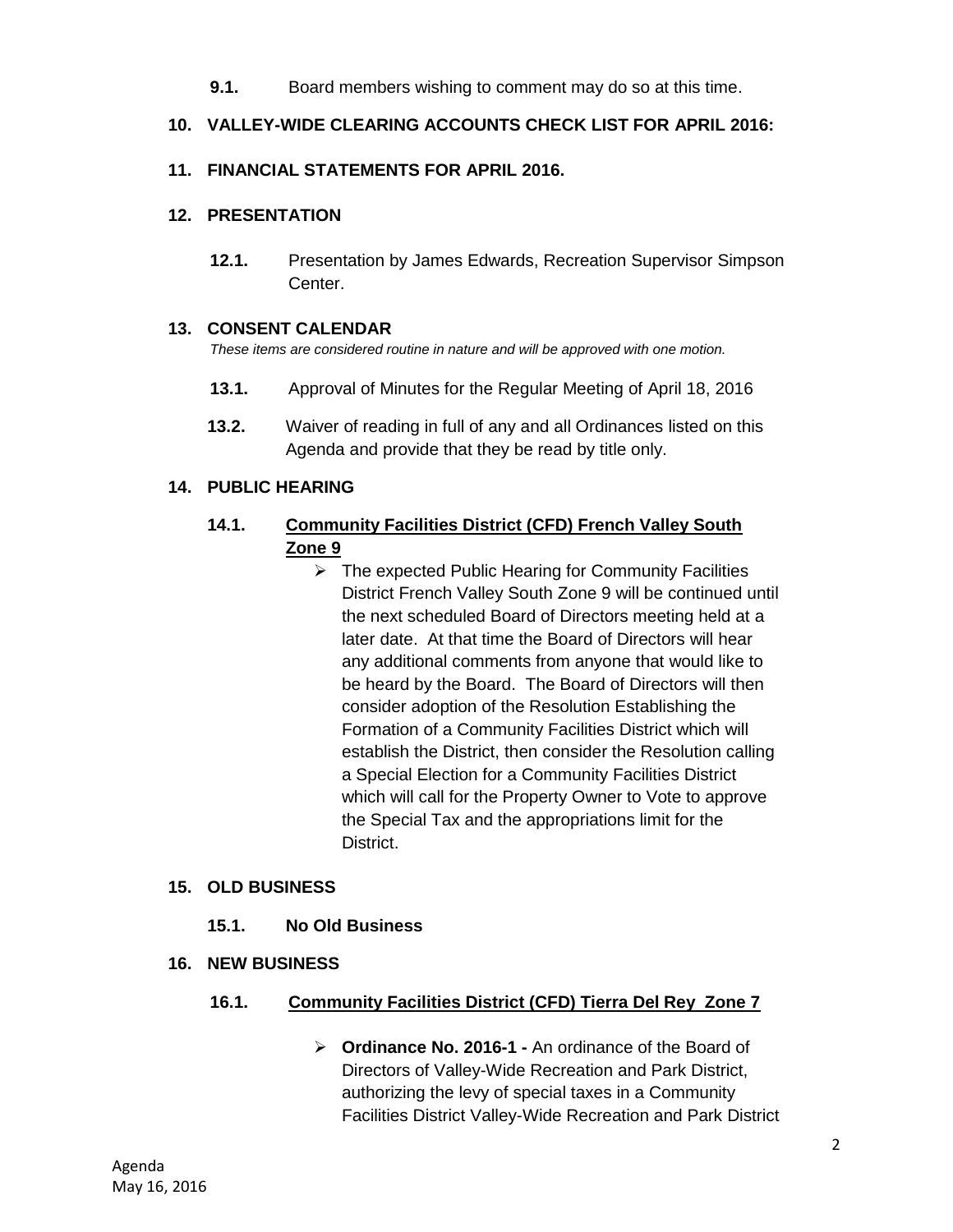**9.1.** Board members wishing to comment may do so at this time.

## 10. VALLEY-WIDE CLEARING ACCOUNTS CHECK LIST FOR APRIL 2016:

## 11. FINANCIAL STATEMENTS FOR APRIL 2016.

## 12. PRESENTATION

**12.1.** Presentation by James Edwards, Recreation Supervisor Simpson Center.

## 13. CONSENT CALENDAR

*These items are considered routine in nature and will be approved with one motion.*

**13.1.** Approval of Minutes for the Regular Meeting of April 18, 2016

**13.2.** Waiver of reading in full of any and all Ordinances listed on this Agenda and provide that they be read by title only.

## 14. PUBLIC HEARING

**14.1. Community Facilities District (CFD) French Valley South Zone 9**

- The expected Public Hearing for Community Facilities District French Valley South Zone 9 will be continued until the next scheduled Board of Directors meeting held at a later date. At that time the Board of Directors will hear any additional comments from anyone that would like to be heard by the Board. The Board of Directors will then consider adoption of the Resolution Establishing the Formation of a Community Facilities District which will establish the District, then consider the Resolution calling a Special Election for a Community Facilities District which will call for the Property Owner to Vote to approve the Special Tax and the appropriations limit for the District.

## 15. OLD BUSINESS

**15.1. No Old Business**

## 16. NEW BUSINESS

**16.1. Community Facilities District (CFD) Tierra Del Rey Zone 7**

- **Ordinance No. 2016-1 -** An ordinance of the Board of Directors of Valley-Wide Recreation and Park District, authorizing the levy of special taxes in a Community Facilities District Valley-Wide Recreation and Park District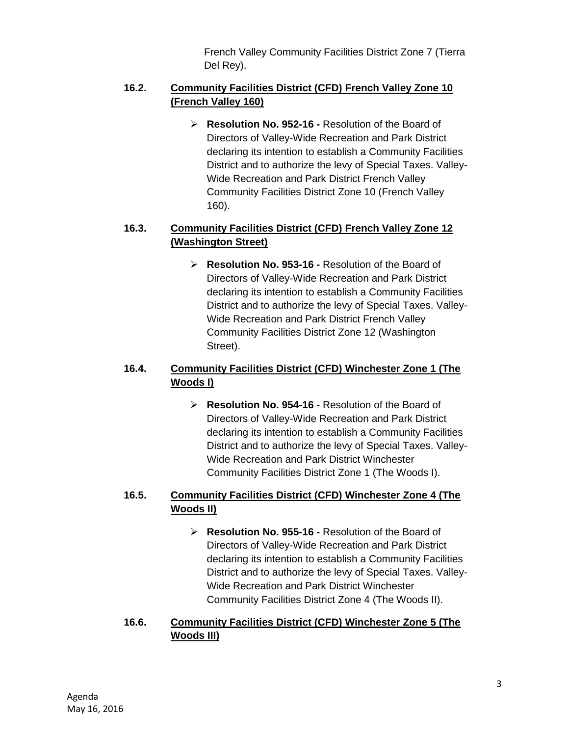French Valley Community Facilities District Zone 7 (Tierra Del Rey).

### 16.2. Community Facilities District (CFD) French Valley Zone 10 (French Valley 160)

- **Resolution No. 952-16 -** Resolution of the Board of Directors of Valley-Wide Recreation and Park District declaring its intention to establish a Community Facilities District and to authorize the levy of Special Taxes. Valley-Wide Recreation and Park District French Valley Community Facilities District Zone 10 (French Valley 160).

### 16.3. Community Facilities District (CFD) French Valley Zone 12 (Washington Street)

- **Resolution No. 953-16 -** Resolution of the Board of Directors of Valley-Wide Recreation and Park District declaring its intention to establish a Community Facilities District and to authorize the levy of Special Taxes. Valley-Wide Recreation and Park District French Valley Community Facilities District Zone 12 (Washington Street).

### 16.4. Community Facilities District (CFD) Winchester Zone 1 (The Woods I)

- **Resolution No. 954-16 -** Resolution of the Board of Directors of Valley-Wide Recreation and Park District declaring its intention to establish a Community Facilities District and to authorize the levy of Special Taxes. Valley-Wide Recreation and Park District Winchester Community Facilities District Zone 1 (The Woods I).

### 16.5. Community Facilities District (CFD) Winchester Zone 4 (The Woods II)

- **Resolution No. 955-16 -** Resolution of the Board of Directors of Valley-Wide Recreation and Park District declaring its intention to establish a Community Facilities District and to authorize the levy of Special Taxes. Valley-Wide Recreation and Park District Winchester Community Facilities District Zone 4 (The Woods II).

### 16.6. Community Facilities District (CFD) Winchester Zone 5 (The Woods III)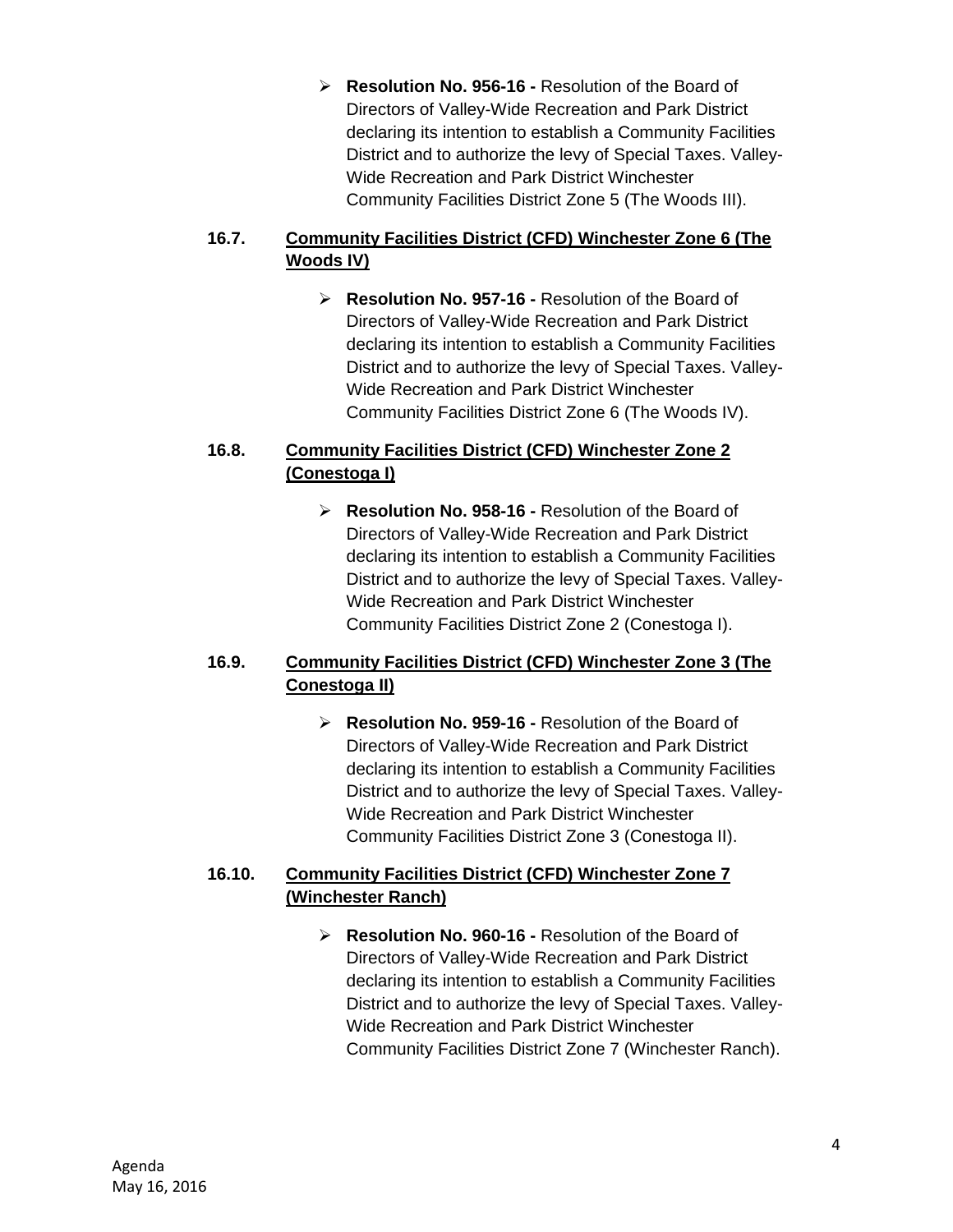- **Resolution No. 956-16 -** Resolution of the Board of Directors of Valley-Wide Recreation and Park District declaring its intention to establish a Community Facilities District and to authorize the levy of Special Taxes. Valley-Wide Recreation and Park District Winchester Community Facilities District Zone 5 (The Woods III).

**16.7. <u>Community Facilities District (CFD) Winchester Zone 6 (The Woods IV)</u>**

- **Resolution No. 957-16 -** Resolution of the Board of Directors of Valley-Wide Recreation and Park District declaring its intention to establish a Community Facilities District and to authorize the levy of Special Taxes. Valley-Wide Recreation and Park District Winchester Community Facilities District Zone 6 (The Woods IV).

**16.8. <u>Community Facilities District (CFD) Winchester Zone 2 (Conestoga I)</u>**

- **Resolution No. 958-16 -** Resolution of the Board of Directors of Valley-Wide Recreation and Park District declaring its intention to establish a Community Facilities District and to authorize the levy of Special Taxes. Valley-Wide Recreation and Park District Winchester Community Facilities District Zone 2 (Conestoga I).

**16.9. <u>Community Facilities District (CFD) Winchester Zone 3 (The Conestoga II)</u>**

- **Resolution No. 959-16 -** Resolution of the Board of Directors of Valley-Wide Recreation and Park District declaring its intention to establish a Community Facilities District and to authorize the levy of Special Taxes. Valley-Wide Recreation and Park District Winchester Community Facilities District Zone 3 (Conestoga II).

**16.10. <u>Community Facilities District (CFD) Winchester Zone 7 (Winchester Ranch)</u>**

- **Resolution No. 960-16 -** Resolution of the Board of Directors of Valley-Wide Recreation and Park District declaring its intention to establish a Community Facilities District and to authorize the levy of Special Taxes. Valley-Wide Recreation and Park District Winchester Community Facilities District Zone 7 (Winchester Ranch).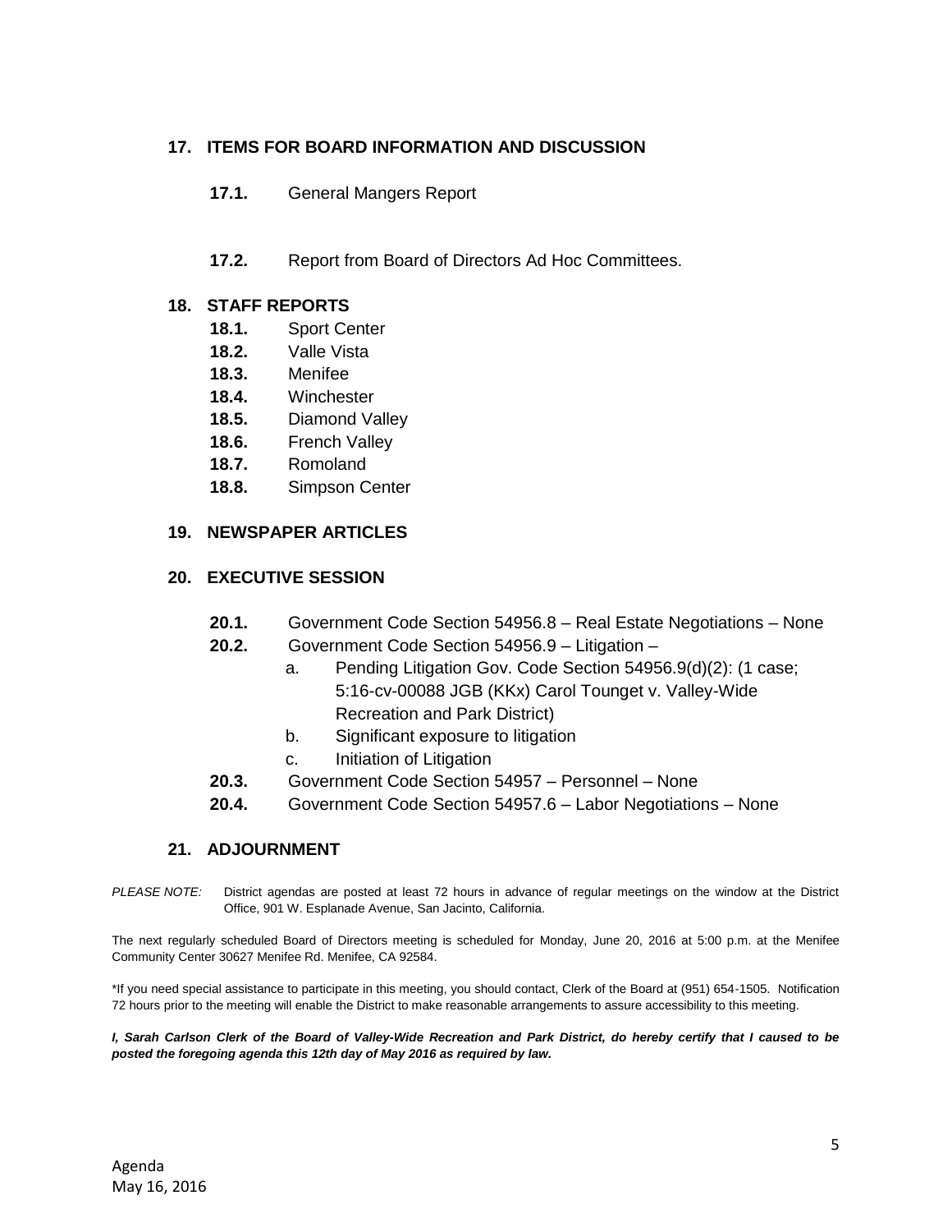## 17. ITEMS FOR BOARD INFORMATION AND DISCUSSION

**17.1.** General Mangers Report

**17.2.** Report from Board of Directors Ad Hoc Committees.

## 18. STAFF REPORTS

**18.1.** Sport Center
**18.2.** Valle Vista
**18.3.** Menifee
**18.4.** Winchester
**18.5.** Diamond Valley
**18.6.** French Valley
**18.7.** Romoland
**18.8.** Simpson Center

## 19. NEWSPAPER ARTICLES

## 20. EXECUTIVE SESSION

**20.1.** Government Code Section 54956.8 – Real Estate Negotiations – None

**20.2.** Government Code Section 54956.9 – Litigation –

a. Pending Litigation Gov. Code Section 54956.9(d)(2): (1 case; 5:16-cv-00088 JGB (KKx) Carol Tounget v. Valley-Wide Recreation and Park District)

b. Significant exposure to litigation

c. Initiation of Litigation

**20.3.** Government Code Section 54957 – Personnel – None

**20.4.** Government Code Section 54957.6 – Labor Negotiations – None

## 21. ADJOURNMENT

*PLEASE NOTE:* District agendas are posted at least 72 hours in advance of regular meetings on the window at the District Office, 901 W. Esplanade Avenue, San Jacinto, California.

The next regularly scheduled Board of Directors meeting is scheduled for Monday, June 20, 2016 at 5:00 p.m. at the Menifee Community Center 30627 Menifee Rd. Menifee, CA 92584.

*If you need special assistance to participate in this meeting, you should contact, Clerk of the Board at (951) 654-1505. Notification 72 hours prior to the meeting will enable the District to make reasonable arrangements to assure accessibility to this meeting.

***I, Sarah Carlson Clerk of the Board of Valley-Wide Recreation and Park District, do hereby certify that I caused to be posted the foregoing agenda this 12th day of May 2016 as required by law.***